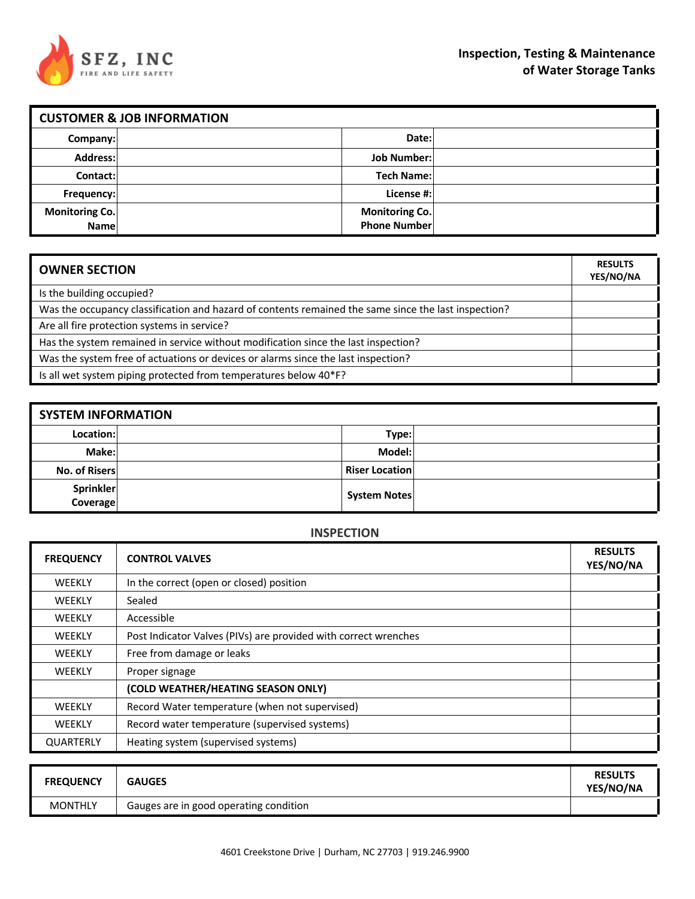SFZ, INC
FIRE AND LIFE SAFETY

# Inspection, Testing & Maintenance of Water Storage Tanks

| CUSTOMER & JOB INFORMATION | | | |
|---|---|---|---|
| Company: | | Date: | |
| Address: | | Job Number: | |
| Contact: | | Tech Name: | |
| Frequency: | | License #: | |
| Monitoring Co. Name | | Monitoring Co. Phone Number | |

| OWNER SECTION | RESULTS YES/NO/NA |
|---|---|
| Is the building occupied? | |
| Was the occupancy classification and hazard of contents remained the same since the last inspection? | |
| Are all fire protection systems in service? | |
| Has the system remained in service without modification since the last inspection? | |
| Was the system free of actuations or devices or alarms since the last inspection? | |
| Is all wet system piping protected from temperatures below 40*F? | |

| SYSTEM INFORMATION | | | |
|---|---|---|---|
| Location: | | Type: | |
| Make: | | Model: | |
| No. of Risers | | Riser Location | |
| Sprinkler Coverage | | System Notes | |

## INSPECTION

| FREQUENCY | CONTROL VALVES | RESULTS YES/NO/NA |
|---|---|---|
| WEEKLY | In the correct (open or closed) position | |
| WEEKLY | Sealed | |
| WEEKLY | Accessible | |
| WEEKLY | Post Indicator Valves (PIVs) are provided with correct wrenches | |
| WEEKLY | Free from damage or leaks | |
| WEEKLY | Proper signage | |
| | **(COLD WEATHER/HEATING SEASON ONLY)** | |
| WEEKLY | Record Water temperature (when not supervised) | |
| WEEKLY | Record water temperature (supervised systems) | |
| QUARTERLY | Heating system (supervised systems) | |

| FREQUENCY | GAUGES | RESULTS YES/NO/NA |
|---|---|---|
| MONTHLY | Gauges are in good operating condition | |

4601 Creekstone Drive | Durham, NC 27703 | 919.246.9900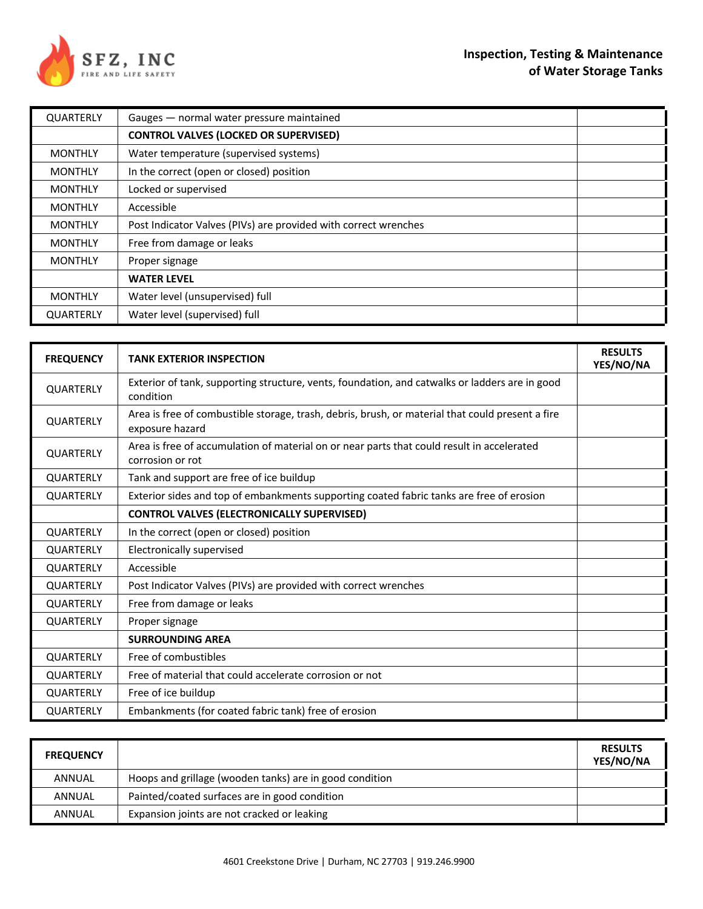| | | |
|---|---|---|
| QUARTERLY | Gauges — normal water pressure maintained | |
| | **CONTROL VALVES (LOCKED OR SUPERVISED)** | |
| MONTHLY | Water temperature (supervised systems) | |
| MONTHLY | In the correct (open or closed) position | |
| MONTHLY | Locked or supervised | |
| MONTHLY | Accessible | |
| MONTHLY | Post Indicator Valves (PIVs) are provided with correct wrenches | |
| MONTHLY | Free from damage or leaks | |
| MONTHLY | Proper signage | |
| | **WATER LEVEL** | |
| MONTHLY | Water level (unsupervised) full | |
| QUARTERLY | Water level (supervised) full | |

| FREQUENCY | TANK EXTERIOR INSPECTION | RESULTS YES/NO/NA |
|---|---|---|
| QUARTERLY | Exterior of tank, supporting structure, vents, foundation, and catwalks or ladders are in good condition | |
| QUARTERLY | Area is free of combustible storage, trash, debris, brush, or material that could present a fire exposure hazard | |
| QUARTERLY | Area is free of accumulation of material on or near parts that could result in accelerated corrosion or rot | |
| QUARTERLY | Tank and support are free of ice buildup | |
| QUARTERLY | Exterior sides and top of embankments supporting coated fabric tanks are free of erosion | |
| | **CONTROL VALVES (ELECTRONICALLY SUPERVISED)** | |
| QUARTERLY | In the correct (open or closed) position | |
| QUARTERLY | Electronically supervised | |
| QUARTERLY | Accessible | |
| QUARTERLY | Post Indicator Valves (PIVs) are provided with correct wrenches | |
| QUARTERLY | Free from damage or leaks | |
| QUARTERLY | Proper signage | |
| | **SURROUNDING AREA** | |
| QUARTERLY | Free of combustibles | |
| QUARTERLY | Free of material that could accelerate corrosion or not | |
| QUARTERLY | Free of ice buildup | |
| QUARTERLY | Embankments (for coated fabric tank) free of erosion | |

| FREQUENCY | | RESULTS YES/NO/NA |
|---|---|---|
| ANNUAL | Hoops and grillage (wooden tanks) are in good condition | |
| ANNUAL | Painted/coated surfaces are in good condition | |
| ANNUAL | Expansion joints are not cracked or leaking | |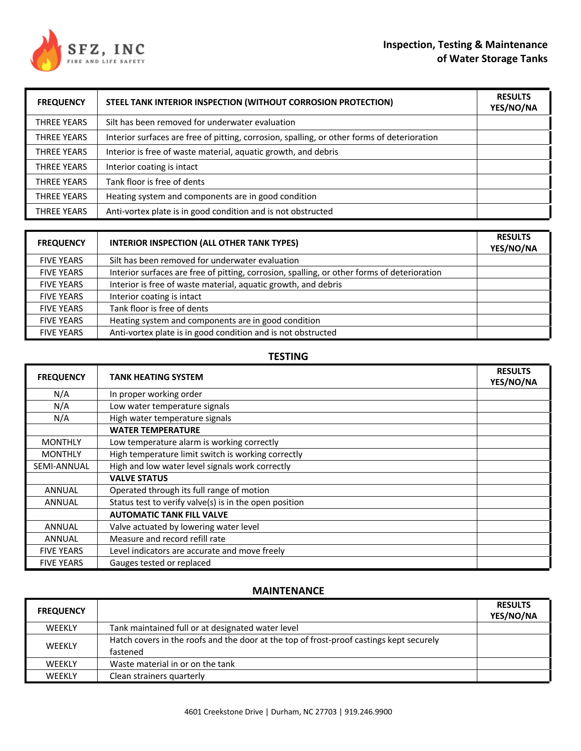**SFZ, INC**
FIRE AND LIFE SAFETY

**Inspection, Testing & Maintenance of Water Storage Tanks**

| FREQUENCY | STEEL TANK INTERIOR INSPECTION (WITHOUT CORROSION PROTECTION) | RESULTS YES/NO/NA |
|---|---|---|
| THREE YEARS | Silt has been removed for underwater evaluation | |
| THREE YEARS | Interior surfaces are free of pitting, corrosion, spalling, or other forms of deterioration | |
| THREE YEARS | Interior is free of waste material, aquatic growth, and debris | |
| THREE YEARS | Interior coating is intact | |
| THREE YEARS | Tank floor is free of dents | |
| THREE YEARS | Heating system and components are in good condition | |
| THREE YEARS | Anti-vortex plate is in good condition and is not obstructed | |

| FREQUENCY | INTERIOR INSPECTION (ALL OTHER TANK TYPES) | RESULTS YES/NO/NA |
|---|---|---|
| FIVE YEARS | Silt has been removed for underwater evaluation | |
| FIVE YEARS | Interior surfaces are free of pitting, corrosion, spalling, or other forms of deterioration | |
| FIVE YEARS | Interior is free of waste material, aquatic growth, and debris | |
| FIVE YEARS | Interior coating is intact | |
| FIVE YEARS | Tank floor is free of dents | |
| FIVE YEARS | Heating system and components are in good condition | |
| FIVE YEARS | Anti-vortex plate is in good condition and is not obstructed | |

## TESTING

| FREQUENCY | TANK HEATING SYSTEM | RESULTS YES/NO/NA |
|---|---|---|
| N/A | In proper working order | |
| N/A | Low water temperature signals | |
| N/A | High water temperature signals | |
| | **WATER TEMPERATURE** | |
| MONTHLY | Low temperature alarm is working correctly | |
| MONTHLY | High temperature limit switch is working correctly | |
| SEMI-ANNUAL | High and low water level signals work correctly | |
| | **VALVE STATUS** | |
| ANNUAL | Operated through its full range of motion | |
| ANNUAL | Status test to verify valve(s) is in the open position | |
| | **AUTOMATIC TANK FILL VALVE** | |
| ANNUAL | Valve actuated by lowering water level | |
| ANNUAL | Measure and record refill rate | |
| FIVE YEARS | Level indicators are accurate and move freely | |
| FIVE YEARS | Gauges tested or replaced | |

## MAINTENANCE

| FREQUENCY | | RESULTS YES/NO/NA |
|---|---|---|
| WEEKLY | Tank maintained full or at designated water level | |
| WEEKLY | Hatch covers in the roofs and the door at the top of frost-proof castings kept securely fastened | |
| WEEKLY | Waste material in or on the tank | |
| WEEKLY | Clean strainers quarterly | |

4601 Creekstone Drive | Durham, NC 27703 | 919.246.9900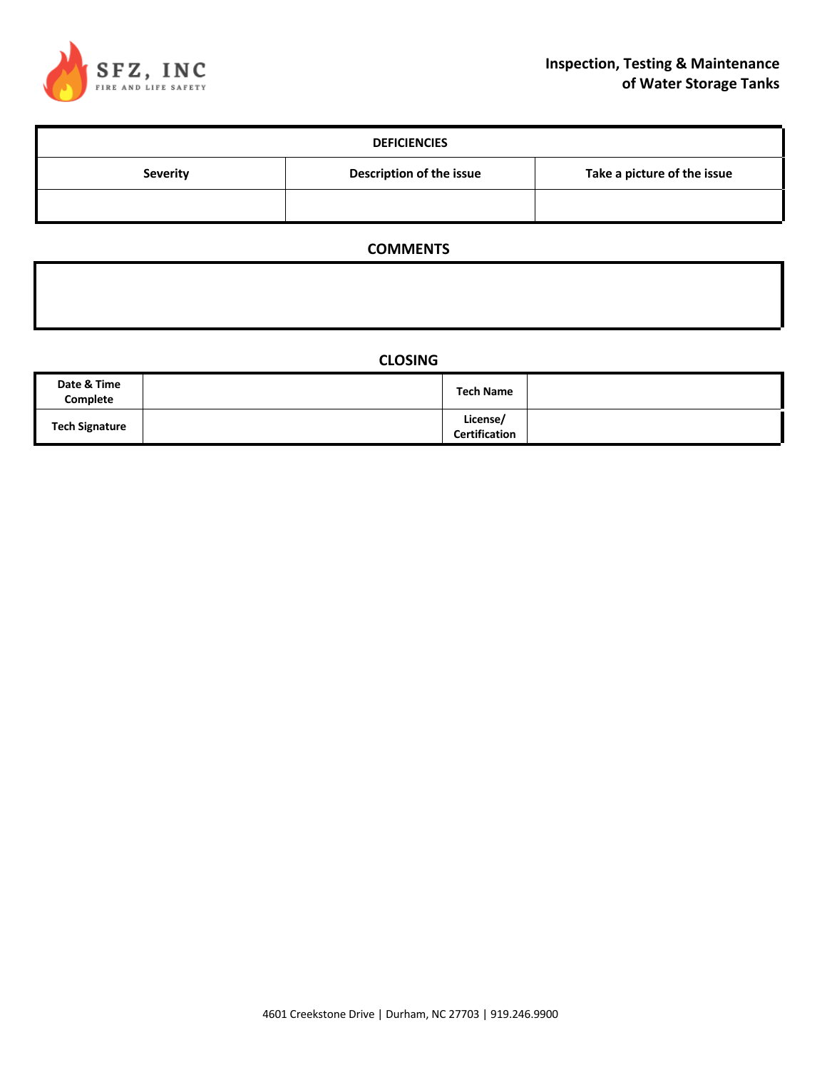SFZ, INC
FIRE AND LIFE SAFETY

**Inspection, Testing & Maintenance of Water Storage Tanks**

| DEFICIENCIES | | |
|---|---|---|
| **Severity** | **Description of the issue** | **Take a picture of the issue** |
| | | |

## COMMENTS

| |
|---|
| |

## CLOSING

| | | | |
|---|---|---|---|
| **Date & Time Complete** | | **Tech Name** | |
| **Tech Signature** | | **License/ Certification** | |

4601 Creekstone Drive | Durham, NC 27703 | 919.246.9900